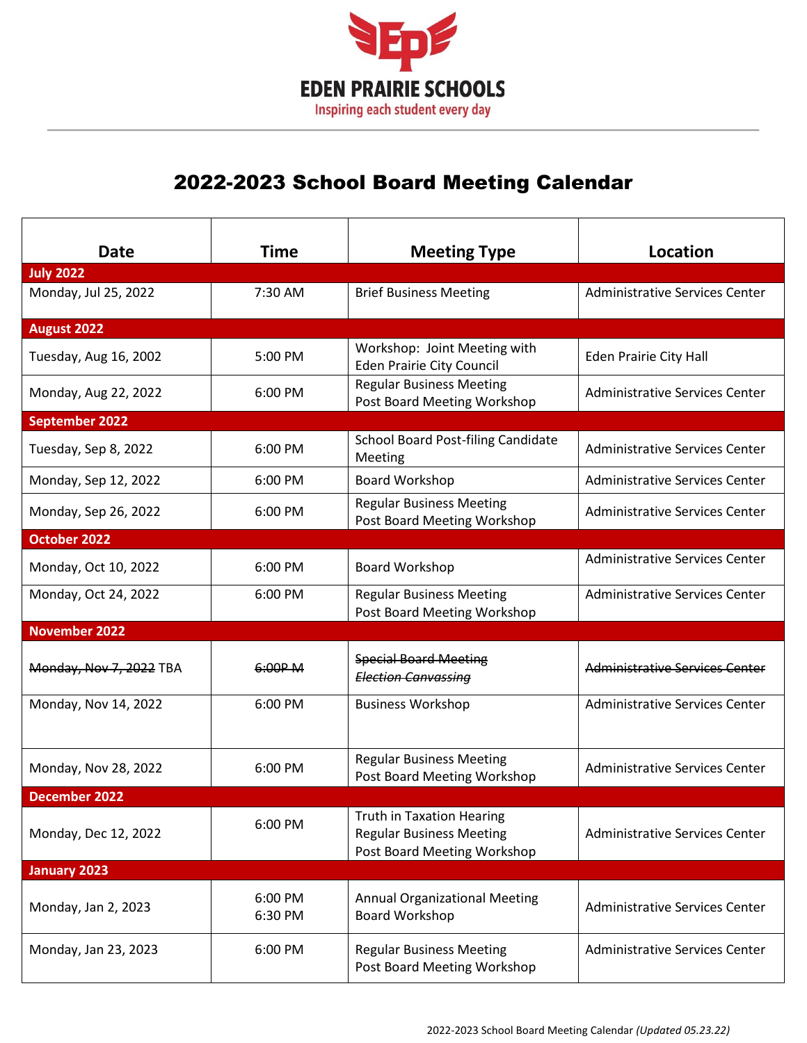**EDEN PRAIRIE SCHOOLS**
Inspiring each student every day

# 2022-2023 School Board Meeting Calendar

| Date | Time | Meeting Type | Location |
|---|---|---|---|
| **July 2022** | | | |
| Monday, Jul 25, 2022 | 7:30 AM | Brief Business Meeting | Administrative Services Center |
| **August 2022** | | | |
| Tuesday, Aug 16, 2002 | 5:00 PM | Workshop: Joint Meeting with Eden Prairie City Council | Eden Prairie City Hall |
| Monday, Aug 22, 2022 | 6:00 PM | Regular Business Meeting<br>Post Board Meeting Workshop | Administrative Services Center |
| **September 2022** | | | |
| Tuesday, Sep 8, 2022 | 6:00 PM | School Board Post-filing Candidate Meeting | Administrative Services Center |
| Monday, Sep 12, 2022 | 6:00 PM | Board Workshop | Administrative Services Center |
| Monday, Sep 26, 2022 | 6:00 PM | Regular Business Meeting<br>Post Board Meeting Workshop | Administrative Services Center |
| **October 2022** | | | |
| Monday, Oct 10, 2022 | 6:00 PM | Board Workshop | Administrative Services Center |
| Monday, Oct 24, 2022 | 6:00 PM | Regular Business Meeting<br>Post Board Meeting Workshop | Administrative Services Center |
| **November 2022** | | | |
| ~~Monday, Nov 7, 2022~~ TBA | ~~6:00P M~~ | ~~Special Board Meeting~~<br>~~*Election Canvassing*~~ | ~~Administrative Services Center~~ |
| Monday, Nov 14, 2022 | 6:00 PM | Business Workshop | Administrative Services Center |
| Monday, Nov 28, 2022 | 6:00 PM | Regular Business Meeting<br>Post Board Meeting Workshop | Administrative Services Center |
| **December 2022** | | | |
| Monday, Dec 12, 2022 | 6:00 PM | Truth in Taxation Hearing<br>Regular Business Meeting<br>Post Board Meeting Workshop | Administrative Services Center |
| **January 2023** | | | |
| Monday, Jan 2, 2023 | 6:00 PM<br>6:30 PM | Annual Organizational Meeting<br>Board Workshop | Administrative Services Center |
| Monday, Jan 23, 2023 | 6:00 PM | Regular Business Meeting<br>Post Board Meeting Workshop | Administrative Services Center |

2022-2023 School Board Meeting Calendar *(Updated 05.23.22)*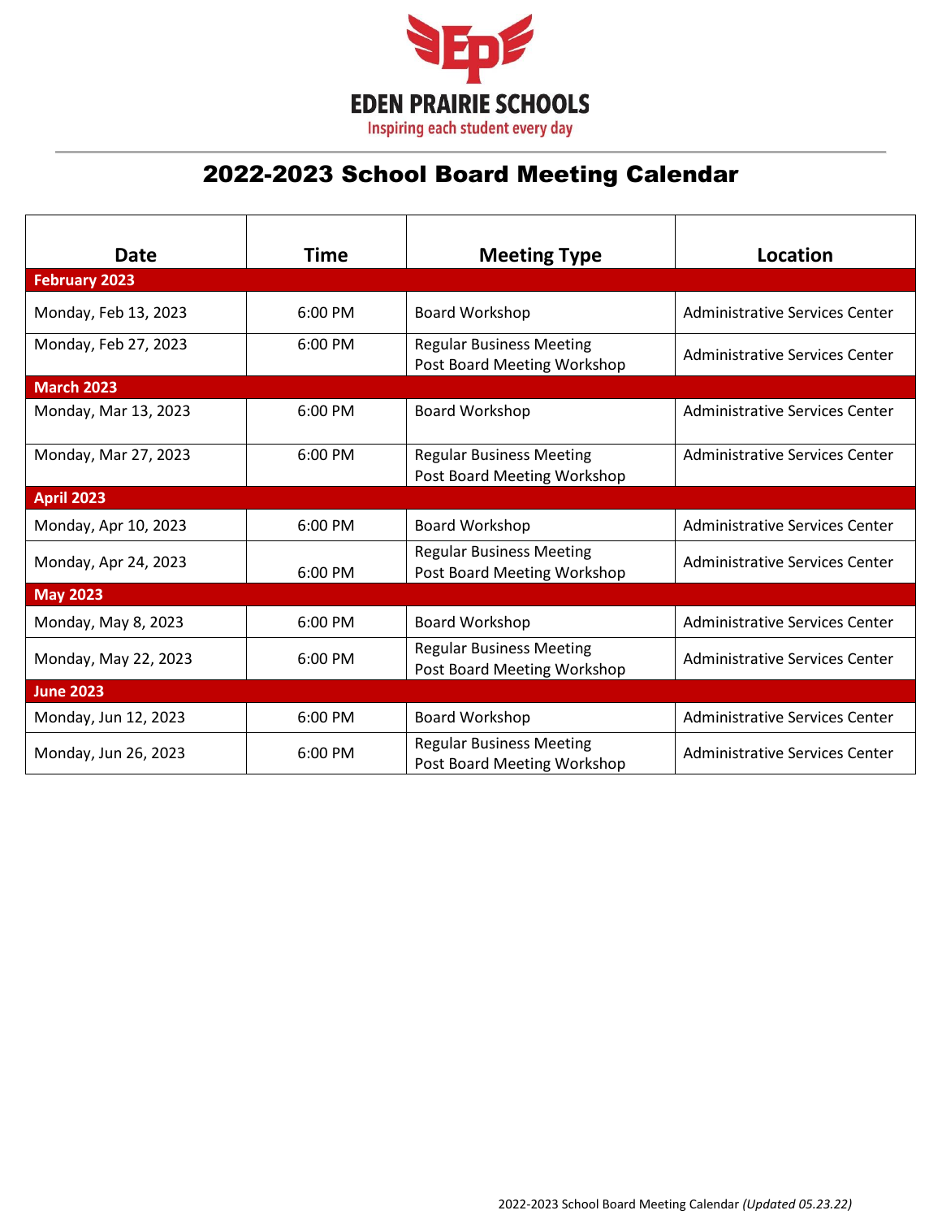EDEN PRAIRIE SCHOOLS

Inspiring each student every day

# 2022-2023 School Board Meeting Calendar

| Date | Time | Meeting Type | Location |
|---|---|---|---|
| **February 2023** | | | |
| Monday, Feb 13, 2023 | 6:00 PM | Board Workshop | Administrative Services Center |
| Monday, Feb 27, 2023 | 6:00 PM | Regular Business Meeting<br>Post Board Meeting Workshop | Administrative Services Center |
| **March 2023** | | | |
| Monday, Mar 13, 2023 | 6:00 PM | Board Workshop | Administrative Services Center |
| Monday, Mar 27, 2023 | 6:00 PM | Regular Business Meeting<br>Post Board Meeting Workshop | Administrative Services Center |
| **April 2023** | | | |
| Monday, Apr 10, 2023 | 6:00 PM | Board Workshop | Administrative Services Center |
| Monday, Apr 24, 2023 | 6:00 PM | Regular Business Meeting<br>Post Board Meeting Workshop | Administrative Services Center |
| **May 2023** | | | |
| Monday, May 8, 2023 | 6:00 PM | Board Workshop | Administrative Services Center |
| Monday, May 22, 2023 | 6:00 PM | Regular Business Meeting<br>Post Board Meeting Workshop | Administrative Services Center |
| **June 2023** | | | |
| Monday, Jun 12, 2023 | 6:00 PM | Board Workshop | Administrative Services Center |
| Monday, Jun 26, 2023 | 6:00 PM | Regular Business Meeting<br>Post Board Meeting Workshop | Administrative Services Center |

2022-2023 School Board Meeting Calendar *(Updated 05.23.22)*